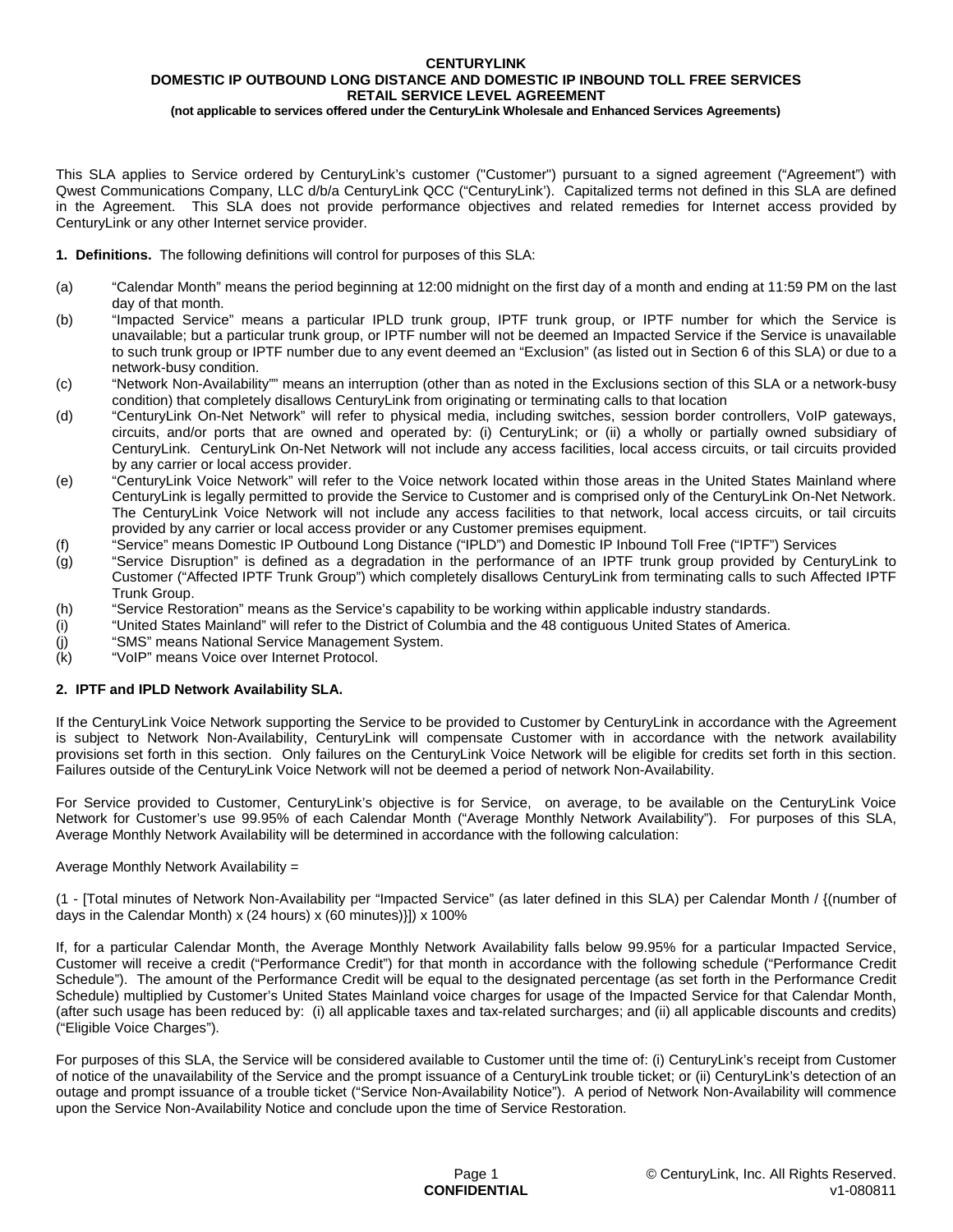**CENTURYLINK**
**DOMESTIC IP OUTBOUND LONG DISTANCE AND DOMESTIC IP INBOUND TOLL FREE SERVICES**
**RETAIL SERVICE LEVEL AGREEMENT**
**(not applicable to services offered under the CenturyLink Wholesale and Enhanced Services Agreements)**

This SLA applies to Service ordered by CenturyLink's customer ("Customer") pursuant to a signed agreement ("Agreement") with Qwest Communications Company, LLC d/b/a CenturyLink QCC ("CenturyLink'). Capitalized terms not defined in this SLA are defined in the Agreement. This SLA does not provide performance objectives and related remedies for Internet access provided by CenturyLink or any other Internet service provider.

**1. Definitions.** The following definitions will control for purposes of this SLA:

(a) "Calendar Month" means the period beginning at 12:00 midnight on the first day of a month and ending at 11:59 PM on the last day of that month.

(b) "Impacted Service" means a particular IPLD trunk group, IPTF trunk group, or IPTF number for which the Service is unavailable; but a particular trunk group, or IPTF number will not be deemed an Impacted Service if the Service is unavailable to such trunk group or IPTF number due to any event deemed an "Exclusion" (as listed out in Section 6 of this SLA) or due to a network-busy condition.

(c) "Network Non-Availability"" means an interruption (other than as noted in the Exclusions section of this SLA or a network-busy condition) that completely disallows CenturyLink from originating or terminating calls to that location

(d) "CenturyLink On-Net Network" will refer to physical media, including switches, session border controllers, VoIP gateways, circuits, and/or ports that are owned and operated by: (i) CenturyLink; or (ii) a wholly or partially owned subsidiary of CenturyLink. CenturyLink On-Net Network will not include any access facilities, local access circuits, or tail circuits provided by any carrier or local access provider.

(e) "CenturyLink Voice Network" will refer to the Voice network located within those areas in the United States Mainland where CenturyLink is legally permitted to provide the Service to Customer and is comprised only of the CenturyLink On-Net Network. The CenturyLink Voice Network will not include any access facilities to that network, local access circuits, or tail circuits provided by any carrier or local access provider or any Customer premises equipment.

(f) "Service" means Domestic IP Outbound Long Distance ("IPLD") and Domestic IP Inbound Toll Free ("IPTF") Services

(g) "Service Disruption" is defined as a degradation in the performance of an IPTF trunk group provided by CenturyLink to Customer ("Affected IPTF Trunk Group") which completely disallows CenturyLink from terminating calls to such Affected IPTF Trunk Group.

(h) "Service Restoration" means as the Service's capability to be working within applicable industry standards.

(i) "United States Mainland" will refer to the District of Columbia and the 48 contiguous United States of America.

(j) "SMS" means National Service Management System.

(k) "VoIP" means Voice over Internet Protocol.

**2. IPTF and IPLD Network Availability SLA.**

If the CenturyLink Voice Network supporting the Service to be provided to Customer by CenturyLink in accordance with the Agreement is subject to Network Non-Availability, CenturyLink will compensate Customer with in accordance with the network availability provisions set forth in this section. Only failures on the CenturyLink Voice Network will be eligible for credits set forth in this section. Failures outside of the CenturyLink Voice Network will not be deemed a period of network Non-Availability.

For Service provided to Customer, CenturyLink's objective is for Service, on average, to be available on the CenturyLink Voice Network for Customer's use 99.95% of each Calendar Month ("Average Monthly Network Availability"). For purposes of this SLA, Average Monthly Network Availability will be determined in accordance with the following calculation:

Average Monthly Network Availability =

(1 - [Total minutes of Network Non-Availability per "Impacted Service" (as later defined in this SLA) per Calendar Month / {(number of days in the Calendar Month) x (24 hours) x (60 minutes)}]) x 100%

If, for a particular Calendar Month, the Average Monthly Network Availability falls below 99.95% for a particular Impacted Service, Customer will receive a credit ("Performance Credit") for that month in accordance with the following schedule ("Performance Credit Schedule"). The amount of the Performance Credit will be equal to the designated percentage (as set forth in the Performance Credit Schedule) multiplied by Customer's United States Mainland voice charges for usage of the Impacted Service for that Calendar Month, (after such usage has been reduced by: (i) all applicable taxes and tax-related surcharges; and (ii) all applicable discounts and credits) ("Eligible Voice Charges").

For purposes of this SLA, the Service will be considered available to Customer until the time of: (i) CenturyLink's receipt from Customer of notice of the unavailability of the Service and the prompt issuance of a CenturyLink trouble ticket; or (ii) CenturyLink's detection of an outage and prompt issuance of a trouble ticket ("Service Non-Availability Notice"). A period of Network Non-Availability will commence upon the Service Non-Availability Notice and conclude upon the time of Service Restoration.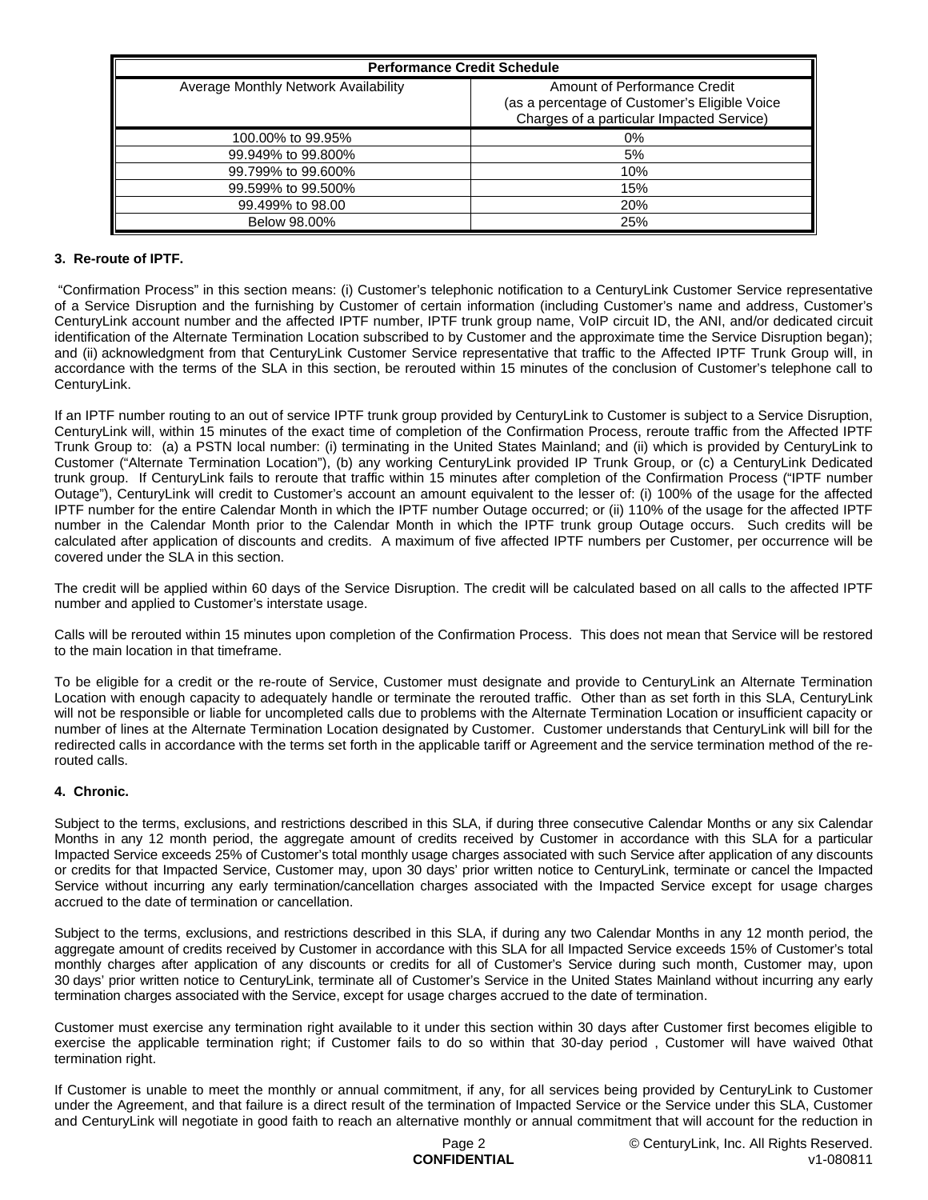| Performance Credit Schedule | |
| --- | --- |
| Average Monthly Network Availability | Amount of Performance Credit (as a percentage of Customer's Eligible Voice Charges of a particular Impacted Service) |
| 100.00% to 99.95% | 0% |
| 99.949% to 99.800% | 5% |
| 99.799% to 99.600% | 10% |
| 99.599% to 99.500% | 15% |
| 99.499% to 98.00 | 20% |
| Below 98.00% | 25% |

**3. Re-route of IPTF.**

"Confirmation Process" in this section means: (i) Customer's telephonic notification to a CenturyLink Customer Service representative of a Service Disruption and the furnishing by Customer of certain information (including Customer's name and address, Customer's CenturyLink account number and the affected IPTF number, IPTF trunk group name, VoIP circuit ID, the ANI, and/or dedicated circuit identification of the Alternate Termination Location subscribed to by Customer and the approximate time the Service Disruption began); and (ii) acknowledgment from that CenturyLink Customer Service representative that traffic to the Affected IPTF Trunk Group will, in accordance with the terms of the SLA in this section, be rerouted within 15 minutes of the conclusion of Customer's telephone call to CenturyLink.

If an IPTF number routing to an out of service IPTF trunk group provided by CenturyLink to Customer is subject to a Service Disruption, CenturyLink will, within 15 minutes of the exact time of completion of the Confirmation Process, reroute traffic from the Affected IPTF Trunk Group to: (a) a PSTN local number: (i) terminating in the United States Mainland; and (ii) which is provided by CenturyLink to Customer ("Alternate Termination Location"), (b) any working CenturyLink provided IP Trunk Group, or (c) a CenturyLink Dedicated trunk group. If CenturyLink fails to reroute that traffic within 15 minutes after completion of the Confirmation Process ("IPTF number Outage"), CenturyLink will credit to Customer's account an amount equivalent to the lesser of: (i) 100% of the usage for the affected IPTF number for the entire Calendar Month in which the IPTF number Outage occurred; or (ii) 110% of the usage for the affected IPTF number in the Calendar Month prior to the Calendar Month in which the IPTF trunk group Outage occurs. Such credits will be calculated after application of discounts and credits. A maximum of five affected IPTF numbers per Customer, per occurrence will be covered under the SLA in this section.

The credit will be applied within 60 days of the Service Disruption. The credit will be calculated based on all calls to the affected IPTF number and applied to Customer's interstate usage.

Calls will be rerouted within 15 minutes upon completion of the Confirmation Process. This does not mean that Service will be restored to the main location in that timeframe.

To be eligible for a credit or the re-route of Service, Customer must designate and provide to CenturyLink an Alternate Termination Location with enough capacity to adequately handle or terminate the rerouted traffic. Other than as set forth in this SLA, CenturyLink will not be responsible or liable for uncompleted calls due to problems with the Alternate Termination Location or insufficient capacity or number of lines at the Alternate Termination Location designated by Customer. Customer understands that CenturyLink will bill for the redirected calls in accordance with the terms set forth in the applicable tariff or Agreement and the service termination method of the re-routed calls.

**4. Chronic.**

Subject to the terms, exclusions, and restrictions described in this SLA, if during three consecutive Calendar Months or any six Calendar Months in any 12 month period, the aggregate amount of credits received by Customer in accordance with this SLA for a particular Impacted Service exceeds 25% of Customer's total monthly usage charges associated with such Service after application of any discounts or credits for that Impacted Service, Customer may, upon 30 days' prior written notice to CenturyLink, terminate or cancel the Impacted Service without incurring any early termination/cancellation charges associated with the Impacted Service except for usage charges accrued to the date of termination or cancellation.

Subject to the terms, exclusions, and restrictions described in this SLA, if during any two Calendar Months in any 12 month period, the aggregate amount of credits received by Customer in accordance with this SLA for all Impacted Service exceeds 15% of Customer's total monthly charges after application of any discounts or credits for all of Customer's Service during such month, Customer may, upon 30 days' prior written notice to CenturyLink, terminate all of Customer's Service in the United States Mainland without incurring any early termination charges associated with the Service, except for usage charges accrued to the date of termination.

Customer must exercise any termination right available to it under this section within 30 days after Customer first becomes eligible to exercise the applicable termination right; if Customer fails to do so within that 30-day period , Customer will have waived 0that termination right.

If Customer is unable to meet the monthly or annual commitment, if any, for all services being provided by CenturyLink to Customer under the Agreement, and that failure is a direct result of the termination of Impacted Service or the Service under this SLA, Customer and CenturyLink will negotiate in good faith to reach an alternative monthly or annual commitment that will account for the reduction in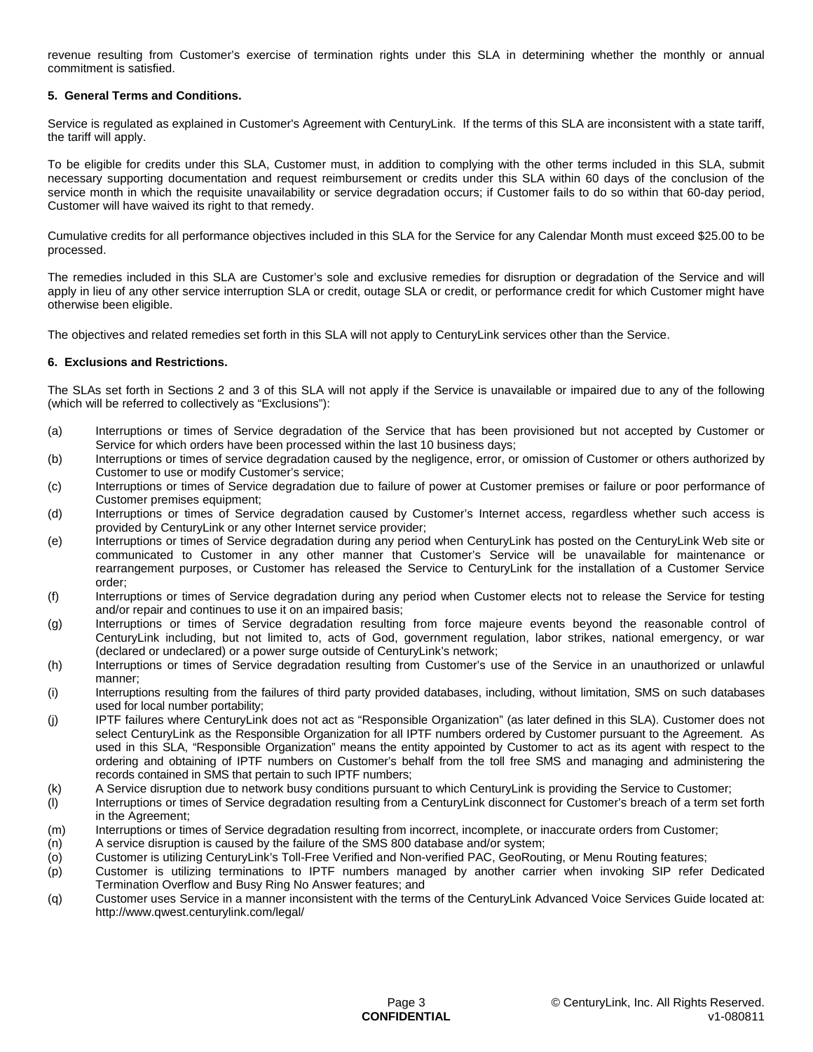revenue resulting from Customer's exercise of termination rights under this SLA in determining whether the monthly or annual commitment is satisfied.

**5. General Terms and Conditions.**

Service is regulated as explained in Customer's Agreement with CenturyLink. If the terms of this SLA are inconsistent with a state tariff, the tariff will apply.

To be eligible for credits under this SLA, Customer must, in addition to complying with the other terms included in this SLA, submit necessary supporting documentation and request reimbursement or credits under this SLA within 60 days of the conclusion of the service month in which the requisite unavailability or service degradation occurs; if Customer fails to do so within that 60-day period, Customer will have waived its right to that remedy.

Cumulative credits for all performance objectives included in this SLA for the Service for any Calendar Month must exceed $25.00 to be processed.

The remedies included in this SLA are Customer's sole and exclusive remedies for disruption or degradation of the Service and will apply in lieu of any other service interruption SLA or credit, outage SLA or credit, or performance credit for which Customer might have otherwise been eligible.

The objectives and related remedies set forth in this SLA will not apply to CenturyLink services other than the Service.

**6. Exclusions and Restrictions.**

The SLAs set forth in Sections 2 and 3 of this SLA will not apply if the Service is unavailable or impaired due to any of the following (which will be referred to collectively as "Exclusions"):

(a) Interruptions or times of Service degradation of the Service that has been provisioned but not accepted by Customer or Service for which orders have been processed within the last 10 business days;

(b) Interruptions or times of service degradation caused by the negligence, error, or omission of Customer or others authorized by Customer to use or modify Customer's service;

(c) Interruptions or times of Service degradation due to failure of power at Customer premises or failure or poor performance of Customer premises equipment;

(d) Interruptions or times of Service degradation caused by Customer's Internet access, regardless whether such access is provided by CenturyLink or any other Internet service provider;

(e) Interruptions or times of Service degradation during any period when CenturyLink has posted on the CenturyLink Web site or communicated to Customer in any other manner that Customer's Service will be unavailable for maintenance or rearrangement purposes, or Customer has released the Service to CenturyLink for the installation of a Customer Service order;

(f) Interruptions or times of Service degradation during any period when Customer elects not to release the Service for testing and/or repair and continues to use it on an impaired basis;

(g) Interruptions or times of Service degradation resulting from force majeure events beyond the reasonable control of CenturyLink including, but not limited to, acts of God, government regulation, labor strikes, national emergency, or war (declared or undeclared) or a power surge outside of CenturyLink's network;

(h) Interruptions or times of Service degradation resulting from Customer's use of the Service in an unauthorized or unlawful manner;

(i) Interruptions resulting from the failures of third party provided databases, including, without limitation, SMS on such databases used for local number portability;

(j) IPTF failures where CenturyLink does not act as "Responsible Organization" (as later defined in this SLA). Customer does not select CenturyLink as the Responsible Organization for all IPTF numbers ordered by Customer pursuant to the Agreement. As used in this SLA, "Responsible Organization" means the entity appointed by Customer to act as its agent with respect to the ordering and obtaining of IPTF numbers on Customer's behalf from the toll free SMS and managing and administering the records contained in SMS that pertain to such IPTF numbers;

(k) A Service disruption due to network busy conditions pursuant to which CenturyLink is providing the Service to Customer;

(l) Interruptions or times of Service degradation resulting from a CenturyLink disconnect for Customer's breach of a term set forth in the Agreement;

(m) Interruptions or times of Service degradation resulting from incorrect, incomplete, or inaccurate orders from Customer;

(n) A service disruption is caused by the failure of the SMS 800 database and/or system;

(o) Customer is utilizing CenturyLink's Toll-Free Verified and Non-verified PAC, GeoRouting, or Menu Routing features;

(p) Customer is utilizing terminations to IPTF numbers managed by another carrier when invoking SIP refer Dedicated Termination Overflow and Busy Ring No Answer features; and

(q) Customer uses Service in a manner inconsistent with the terms of the CenturyLink Advanced Voice Services Guide located at: http://www.qwest.centurylink.com/legal/

**CONFIDENTIAL**

© CenturyLink, Inc. All Rights Reserved.
v1-080811